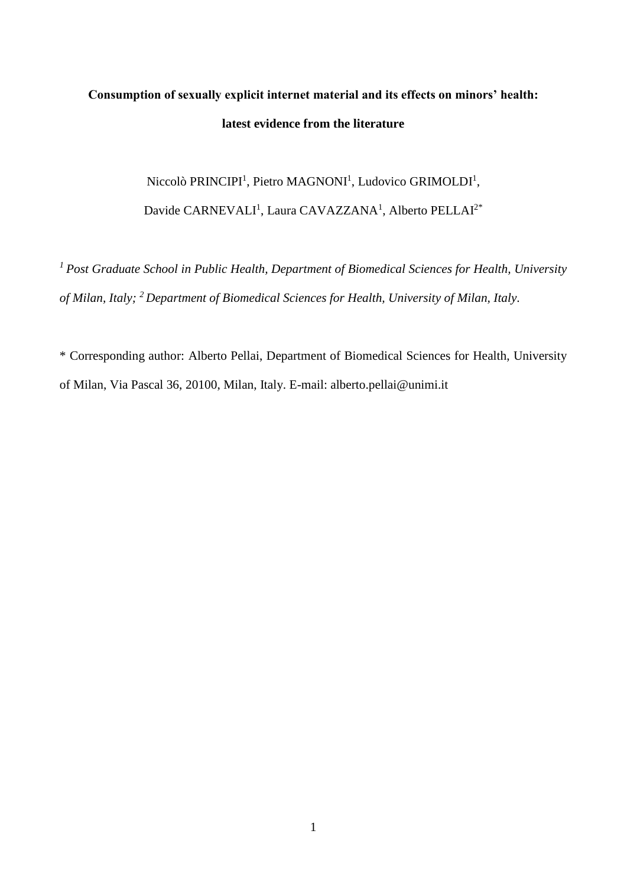# Consumption of sexually explicit internet material and its effects on minors' health: latest evidence from the literature

Niccolò PRINCIPI[1], Pietro MAGNONI[1], Ludovico GRIMOLDI[1], Davide CARNEVALI[1], Laura CAVAZZANA[1], Alberto PELLAI[2*]

*[1] Post Graduate School in Public Health, Department of Biomedical Sciences for Health, University of Milan, Italy; [2] Department of Biomedical Sciences for Health, University of Milan, Italy.*

\* Corresponding author: Alberto Pellai, Department of Biomedical Sciences for Health, University of Milan, Via Pascal 36, 20100, Milan, Italy. E-mail: alberto.pellai@unimi.it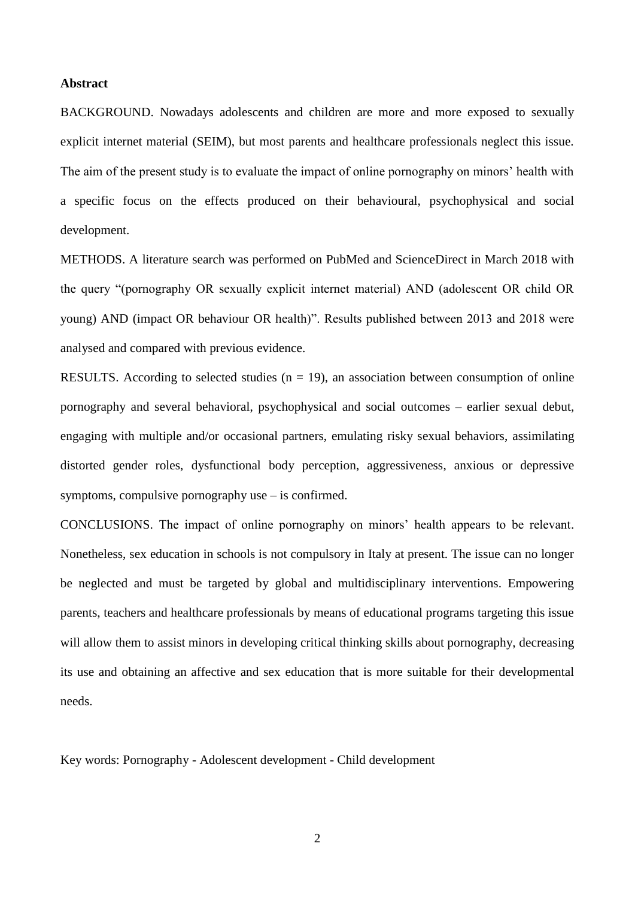**Abstract**

BACKGROUND. Nowadays adolescents and children are more and more exposed to sexually explicit internet material (SEIM), but most parents and healthcare professionals neglect this issue. The aim of the present study is to evaluate the impact of online pornography on minors' health with a specific focus on the effects produced on their behavioural, psychophysical and social development.

METHODS. A literature search was performed on PubMed and ScienceDirect in March 2018 with the query "(pornography OR sexually explicit internet material) AND (adolescent OR child OR young) AND (impact OR behaviour OR health)". Results published between 2013 and 2018 were analysed and compared with previous evidence.

RESULTS. According to selected studies (n = 19), an association between consumption of online pornography and several behavioral, psychophysical and social outcomes – earlier sexual debut, engaging with multiple and/or occasional partners, emulating risky sexual behaviors, assimilating distorted gender roles, dysfunctional body perception, aggressiveness, anxious or depressive symptoms, compulsive pornography use – is confirmed.

CONCLUSIONS. The impact of online pornography on minors' health appears to be relevant. Nonetheless, sex education in schools is not compulsory in Italy at present. The issue can no longer be neglected and must be targeted by global and multidisciplinary interventions. Empowering parents, teachers and healthcare professionals by means of educational programs targeting this issue will allow them to assist minors in developing critical thinking skills about pornography, decreasing its use and obtaining an affective and sex education that is more suitable for their developmental needs.

Key words: Pornography - Adolescent development - Child development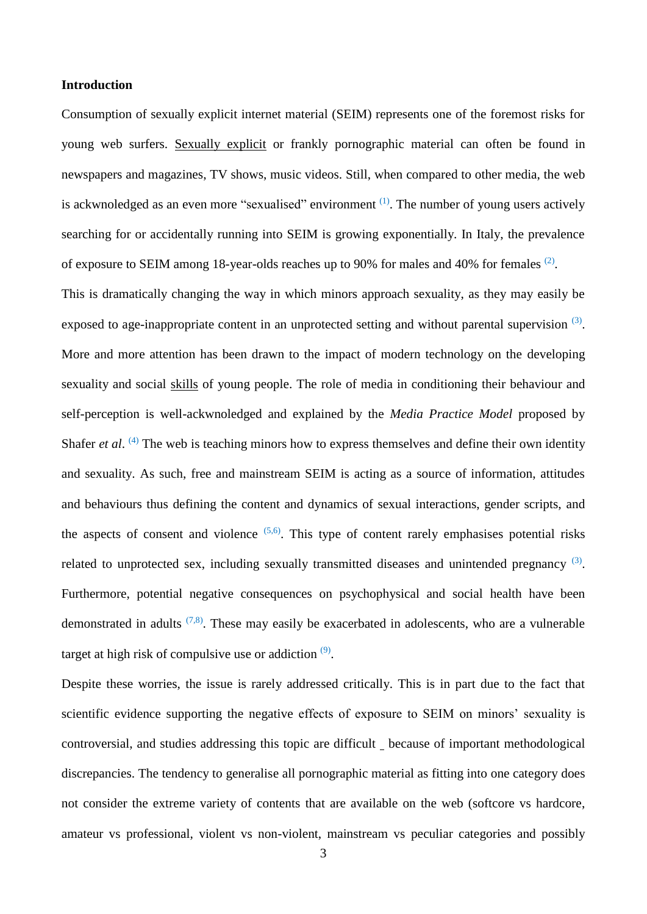**Introduction**

Consumption of sexually explicit internet material (SEIM) represents one of the foremost risks for young web surfers. Sexually explicit or frankly pornographic material can often be found in newspapers and magazines, TV shows, music videos. Still, when compared to other media, the web is ackwnoledged as an even more "sexualised" environment [(1)]. The number of young users actively searching for or accidentally running into SEIM is growing exponentially. In Italy, the prevalence of exposure to SEIM among 18-year-olds reaches up to 90% for males and 40% for females [(2)].

This is dramatically changing the way in which minors approach sexuality, as they may easily be exposed to age-inappropriate content in an unprotected setting and without parental supervision [(3)]. More and more attention has been drawn to the impact of modern technology on the developing sexuality and social skills of young people. The role of media in conditioning their behaviour and self-perception is well-ackwnoledged and explained by the *Media Practice Model* proposed by Shafer *et al*. [(4)] The web is teaching minors how to express themselves and define their own identity and sexuality. As such, free and mainstream SEIM is acting as a source of information, attitudes and behaviours thus defining the content and dynamics of sexual interactions, gender scripts, and the aspects of consent and violence [(5,6)]. This type of content rarely emphasises potential risks related to unprotected sex, including sexually transmitted diseases and unintended pregnancy [(3)]. Furthermore, potential negative consequences on psychophysical and social health have been demonstrated in adults [(7,8)]. These may easily be exacerbated in adolescents, who are a vulnerable target at high risk of compulsive use or addiction [(9)].

Despite these worries, the issue is rarely addressed critically. This is in part due to the fact that scientific evidence supporting the negative effects of exposure to SEIM on minors' sexuality is controversial, and studies addressing this topic are difficult _ because of important methodological discrepancies. The tendency to generalise all pornographic material as fitting into one category does not consider the extreme variety of contents that are available on the web (softcore vs hardcore, amateur vs professional, violent vs non-violent, mainstream vs peculiar categories and possibly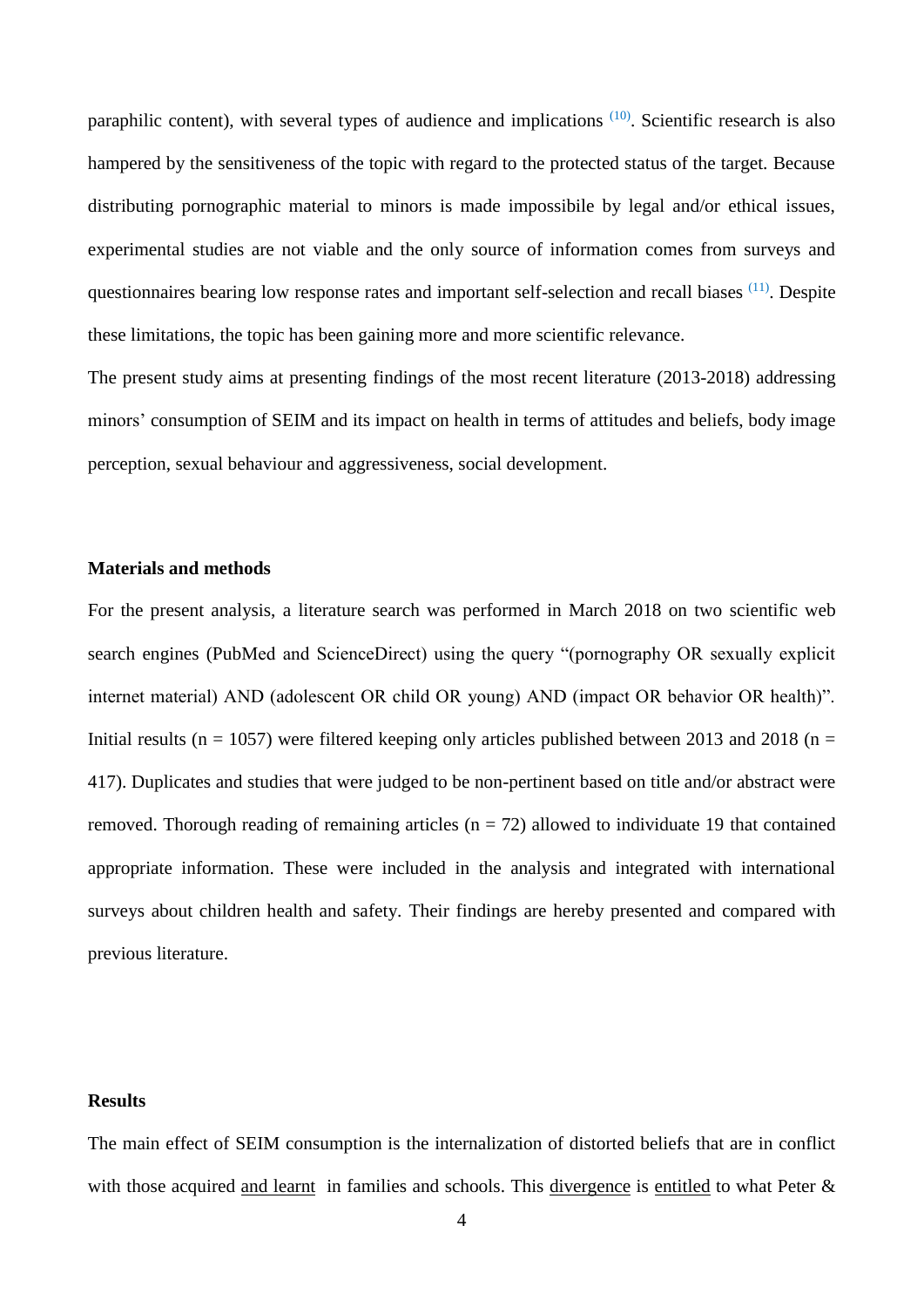paraphilic content), with several types of audience and implications [10]. Scientific research is also hampered by the sensitiveness of the topic with regard to the protected status of the target. Because distributing pornographic material to minors is made impossibile by legal and/or ethical issues, experimental studies are not viable and the only source of information comes from surveys and questionnaires bearing low response rates and important self-selection and recall biases [11]. Despite these limitations, the topic has been gaining more and more scientific relevance.

The present study aims at presenting findings of the most recent literature (2013-2018) addressing minors' consumption of SEIM and its impact on health in terms of attitudes and beliefs, body image perception, sexual behaviour and aggressiveness, social development.

**Materials and methods**

For the present analysis, a literature search was performed in March 2018 on two scientific web search engines (PubMed and ScienceDirect) using the query "(pornography OR sexually explicit internet material) AND (adolescent OR child OR young) AND (impact OR behavior OR health)". Initial results (n = 1057) were filtered keeping only articles published between 2013 and 2018 (n = 417). Duplicates and studies that were judged to be non-pertinent based on title and/or abstract were removed. Thorough reading of remaining articles (n = 72) allowed to individuate 19 that contained appropriate information. These were included in the analysis and integrated with international surveys about children health and safety. Their findings are hereby presented and compared with previous literature.

**Results**

The main effect of SEIM consumption is the internalization of distorted beliefs that are in conflict with those acquired and learnt in families and schools. This divergence is entitled to what Peter &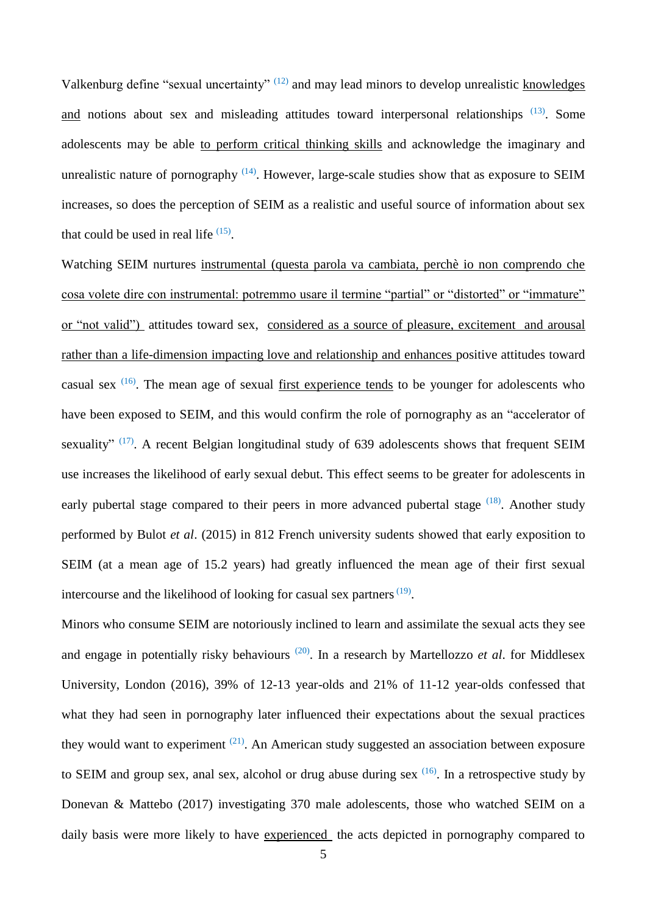Valkenburg define "sexual uncertainty" [12] and may lead minors to develop unrealistic knowledges and notions about sex and misleading attitudes toward interpersonal relationships [13]. Some adolescents may be able to perform critical thinking skills and acknowledge the imaginary and unrealistic nature of pornography [14]. However, large-scale studies show that as exposure to SEIM increases, so does the perception of SEIM as a realistic and useful source of information about sex that could be used in real life [15].

Watching SEIM nurtures instrumental (questa parola va cambiata, perchè io non comprendo che cosa volete dire con instrumental: potremmo usare il termine "partial" or "distorted" or "immature" or "not valid") attitudes toward sex, considered as a source of pleasure, excitement and arousal rather than a life-dimension impacting love and relationship and enhances positive attitudes toward casual sex [16]. The mean age of sexual first experience tends to be younger for adolescents who have been exposed to SEIM, and this would confirm the role of pornography as an "accelerator of sexuality" [17]. A recent Belgian longitudinal study of 639 adolescents shows that frequent SEIM use increases the likelihood of early sexual debut. This effect seems to be greater for adolescents in early pubertal stage compared to their peers in more advanced pubertal stage [18]. Another study performed by Bulot *et al*. (2015) in 812 French university sudents showed that early exposition to SEIM (at a mean age of 15.2 years) had greatly influenced the mean age of their first sexual intercourse and the likelihood of looking for casual sex partners [19].

Minors who consume SEIM are notoriously inclined to learn and assimilate the sexual acts they see and engage in potentially risky behaviours [20]. In a research by Martellozzo *et al*. for Middlesex University, London (2016), 39% of 12-13 year-olds and 21% of 11-12 year-olds confessed that what they had seen in pornography later influenced their expectations about the sexual practices they would want to experiment [21]. An American study suggested an association between exposure to SEIM and group sex, anal sex, alcohol or drug abuse during sex [16]. In a retrospective study by Donevan & Mattebo (2017) investigating 370 male adolescents, those who watched SEIM on a daily basis were more likely to have experienced the acts depicted in pornography compared to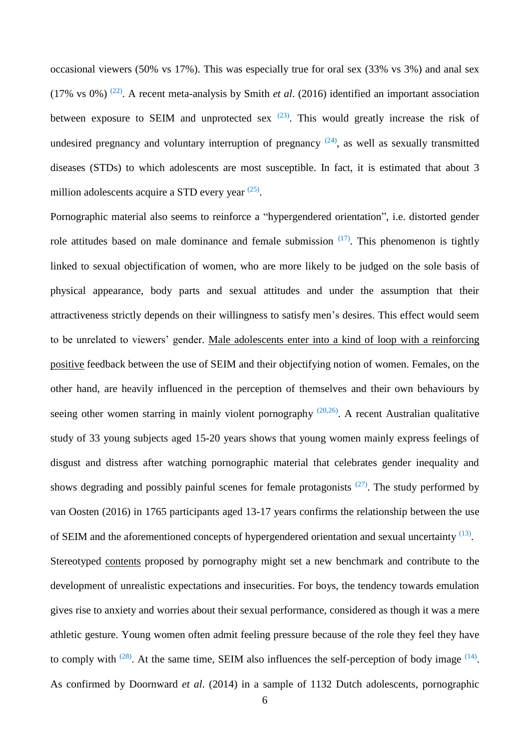occasional viewers (50% vs 17%). This was especially true for oral sex (33% vs 3%) and anal sex (17% vs 0%) [22]. A recent meta-analysis by Smith *et al*. (2016) identified an important association between exposure to SEIM and unprotected sex [23]. This would greatly increase the risk of undesired pregnancy and voluntary interruption of pregnancy [24], as well as sexually transmitted diseases (STDs) to which adolescents are most susceptible. In fact, it is estimated that about 3 million adolescents acquire a STD every year [25].

Pornographic material also seems to reinforce a "hypergendered orientation", i.e. distorted gender role attitudes based on male dominance and female submission [17]. This phenomenon is tightly linked to sexual objectification of women, who are more likely to be judged on the sole basis of physical appearance, body parts and sexual attitudes and under the assumption that their attractiveness strictly depends on their willingness to satisfy men's desires. This effect would seem to be unrelated to viewers' gender. Male adolescents enter into a kind of loop with a reinforcing positive feedback between the use of SEIM and their objectifying notion of women. Females, on the other hand, are heavily influenced in the perception of themselves and their own behaviours by seeing other women starring in mainly violent pornography [20,26]. A recent Australian qualitative study of 33 young subjects aged 15-20 years shows that young women mainly express feelings of disgust and distress after watching pornographic material that celebrates gender inequality and shows degrading and possibly painful scenes for female protagonists [27]. The study performed by van Oosten (2016) in 1765 participants aged 13-17 years confirms the relationship between the use of SEIM and the aforementioned concepts of hypergendered orientation and sexual uncertainty [13].

Stereotyped contents proposed by pornography might set a new benchmark and contribute to the development of unrealistic expectations and insecurities. For boys, the tendency towards emulation gives rise to anxiety and worries about their sexual performance, considered as though it was a mere athletic gesture. Young women often admit feeling pressure because of the role they feel they have to comply with [28]. At the same time, SEIM also influences the self-perception of body image [14]. As confirmed by Doornward *et al*. (2014) in a sample of 1132 Dutch adolescents, pornographic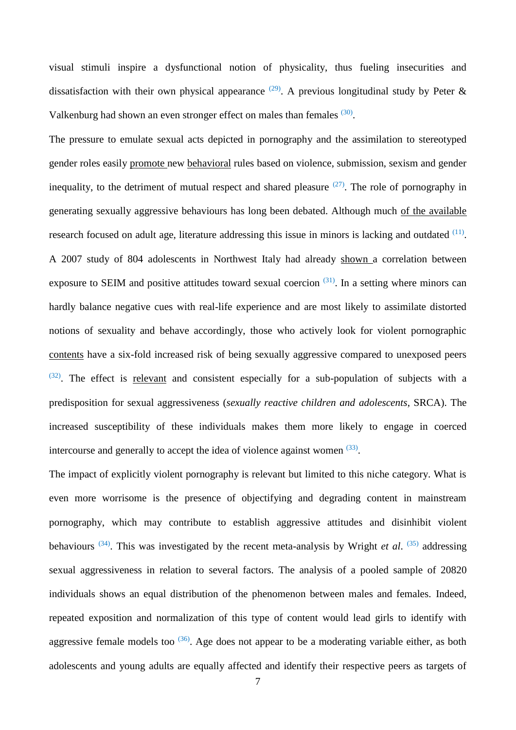visual stimuli inspire a dysfunctional notion of physicality, thus fueling insecurities and dissatisfaction with their own physical appearance [(29)]. A previous longitudinal study by Peter & Valkenburg had shown an even stronger effect on males than females [(30)].

The pressure to emulate sexual acts depicted in pornography and the assimilation to stereotyped gender roles easily promote new behavioral rules based on violence, submission, sexism and gender inequality, to the detriment of mutual respect and shared pleasure [(27)]. The role of pornography in generating sexually aggressive behaviours has long been debated. Although much of the available research focused on adult age, literature addressing this issue in minors is lacking and outdated [(11)]. A 2007 study of 804 adolescents in Northwest Italy had already shown a correlation between exposure to SEIM and positive attitudes toward sexual coercion [(31)]. In a setting where minors can hardly balance negative cues with real-life experience and are most likely to assimilate distorted notions of sexuality and behave accordingly, those who actively look for violent pornographic contents have a six-fold increased risk of being sexually aggressive compared to unexposed peers [(32)]. The effect is relevant and consistent especially for a sub-population of subjects with a predisposition for sexual aggressiveness (*sexually reactive children and adolescents*, SRCA). The increased susceptibility of these individuals makes them more likely to engage in coerced intercourse and generally to accept the idea of violence against women [(33)].

The impact of explicitly violent pornography is relevant but limited to this niche category. What is even more worrisome is the presence of objectifying and degrading content in mainstream pornography, which may contribute to establish aggressive attitudes and disinhibit violent behaviours [(34)]. This was investigated by the recent meta-analysis by Wright *et al*. [(35)] addressing sexual aggressiveness in relation to several factors. The analysis of a pooled sample of 20820 individuals shows an equal distribution of the phenomenon between males and females. Indeed, repeated exposition and normalization of this type of content would lead girls to identify with aggressive female models too [(36)]. Age does not appear to be a moderating variable either, as both adolescents and young adults are equally affected and identify their respective peers as targets of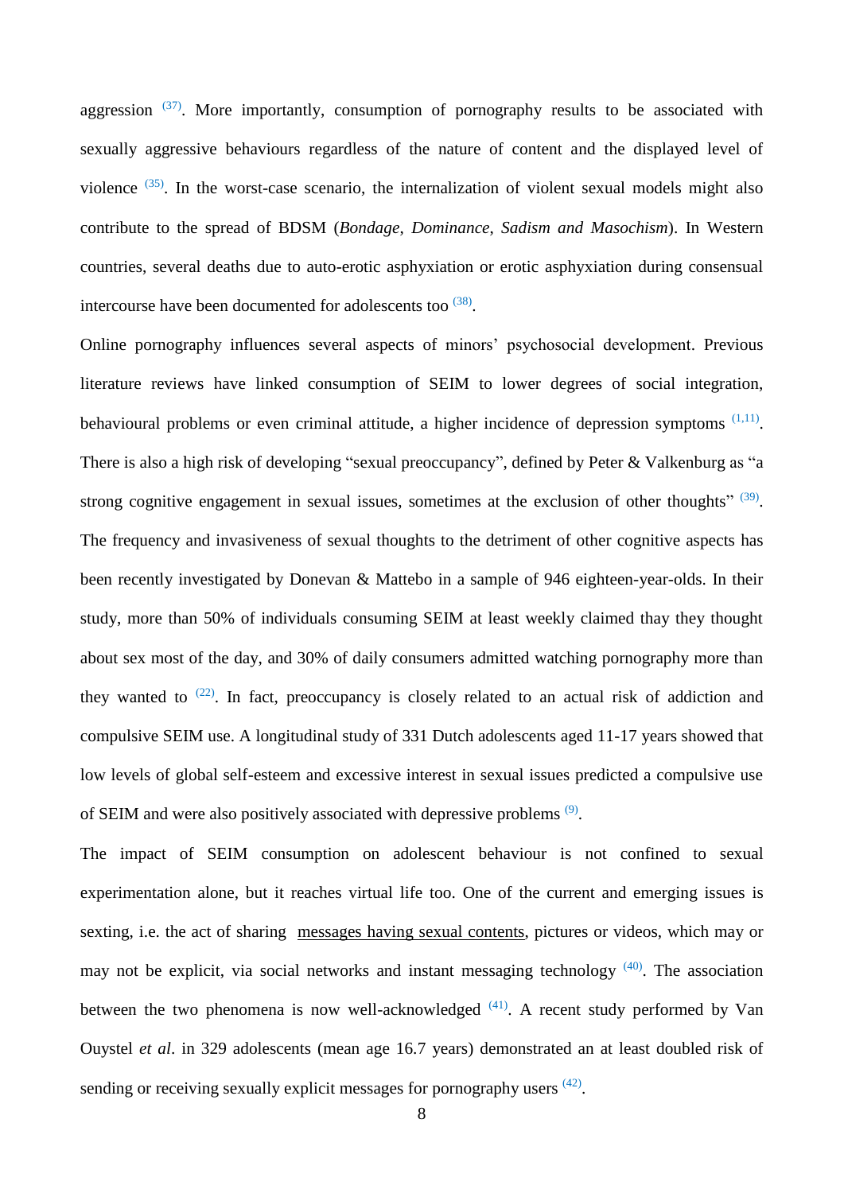aggression [37]. More importantly, consumption of pornography results to be associated with sexually aggressive behaviours regardless of the nature of content and the displayed level of violence [35]. In the worst-case scenario, the internalization of violent sexual models might also contribute to the spread of BDSM (*Bondage*, *Dominance*, *Sadism and Masochism*). In Western countries, several deaths due to auto-erotic asphyxiation or erotic asphyxiation during consensual intercourse have been documented for adolescents too [38].

Online pornography influences several aspects of minors' psychosocial development. Previous literature reviews have linked consumption of SEIM to lower degrees of social integration, behavioural problems or even criminal attitude, a higher incidence of depression symptoms [1,11]. There is also a high risk of developing "sexual preoccupancy", defined by Peter & Valkenburg as "a strong cognitive engagement in sexual issues, sometimes at the exclusion of other thoughts" [39]. The frequency and invasiveness of sexual thoughts to the detriment of other cognitive aspects has been recently investigated by Donevan & Mattebo in a sample of 946 eighteen-year-olds. In their study, more than 50% of individuals consuming SEIM at least weekly claimed thay they thought about sex most of the day, and 30% of daily consumers admitted watching pornography more than they wanted to [22]. In fact, preoccupancy is closely related to an actual risk of addiction and compulsive SEIM use. A longitudinal study of 331 Dutch adolescents aged 11-17 years showed that low levels of global self-esteem and excessive interest in sexual issues predicted a compulsive use of SEIM and were also positively associated with depressive problems [9].

The impact of SEIM consumption on adolescent behaviour is not confined to sexual experimentation alone, but it reaches virtual life too. One of the current and emerging issues is sexting, i.e. the act of sharing messages having sexual contents, pictures or videos, which may or may not be explicit, via social networks and instant messaging technology [40]. The association between the two phenomena is now well-acknowledged [41]. A recent study performed by Van Ouystel *et al*. in 329 adolescents (mean age 16.7 years) demonstrated an at least doubled risk of sending or receiving sexually explicit messages for pornography users [42].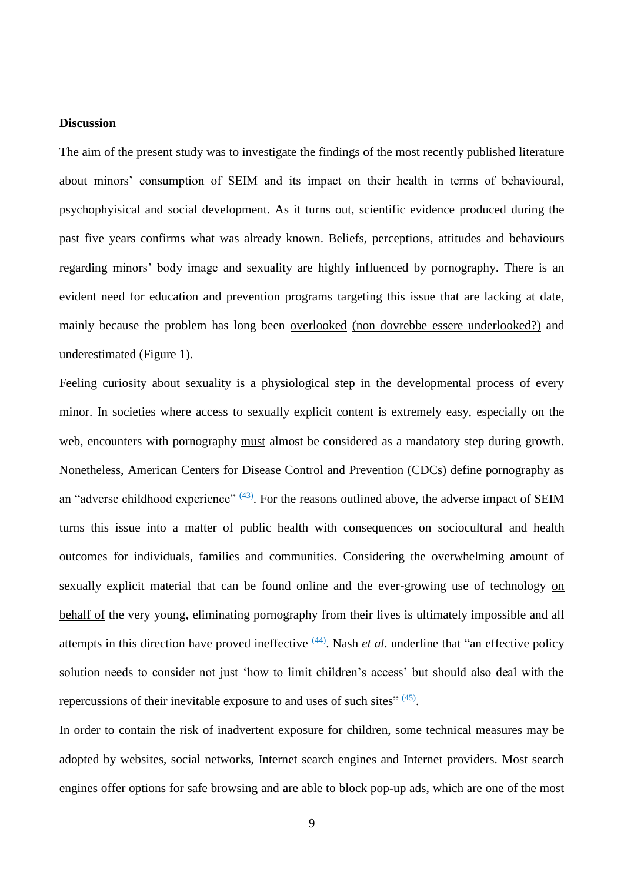**Discussion**

The aim of the present study was to investigate the findings of the most recently published literature about minors' consumption of SEIM and its impact on their health in terms of behavioural, psychophyisical and social development. As it turns out, scientific evidence produced during the past five years confirms what was already known. Beliefs, perceptions, attitudes and behaviours regarding minors' body image and sexuality are highly influenced by pornography. There is an evident need for education and prevention programs targeting this issue that are lacking at date, mainly because the problem has long been overlooked (non dovrebbe essere underlooked?) and underestimated (Figure 1).

Feeling curiosity about sexuality is a physiological step in the developmental process of every minor. In societies where access to sexually explicit content is extremely easy, especially on the web, encounters with pornography must almost be considered as a mandatory step during growth. Nonetheless, American Centers for Disease Control and Prevention (CDCs) define pornography as an "adverse childhood experience" [43]. For the reasons outlined above, the adverse impact of SEIM turns this issue into a matter of public health with consequences on sociocultural and health outcomes for individuals, families and communities. Considering the overwhelming amount of sexually explicit material that can be found online and the ever-growing use of technology on behalf of the very young, eliminating pornography from their lives is ultimately impossible and all attempts in this direction have proved ineffective [44]. Nash *et al*. underline that "an effective policy solution needs to consider not just 'how to limit children's access' but should also deal with the repercussions of their inevitable exposure to and uses of such sites" [45].

In order to contain the risk of inadvertent exposure for children, some technical measures may be adopted by websites, social networks, Internet search engines and Internet providers. Most search engines offer options for safe browsing and are able to block pop-up ads, which are one of the most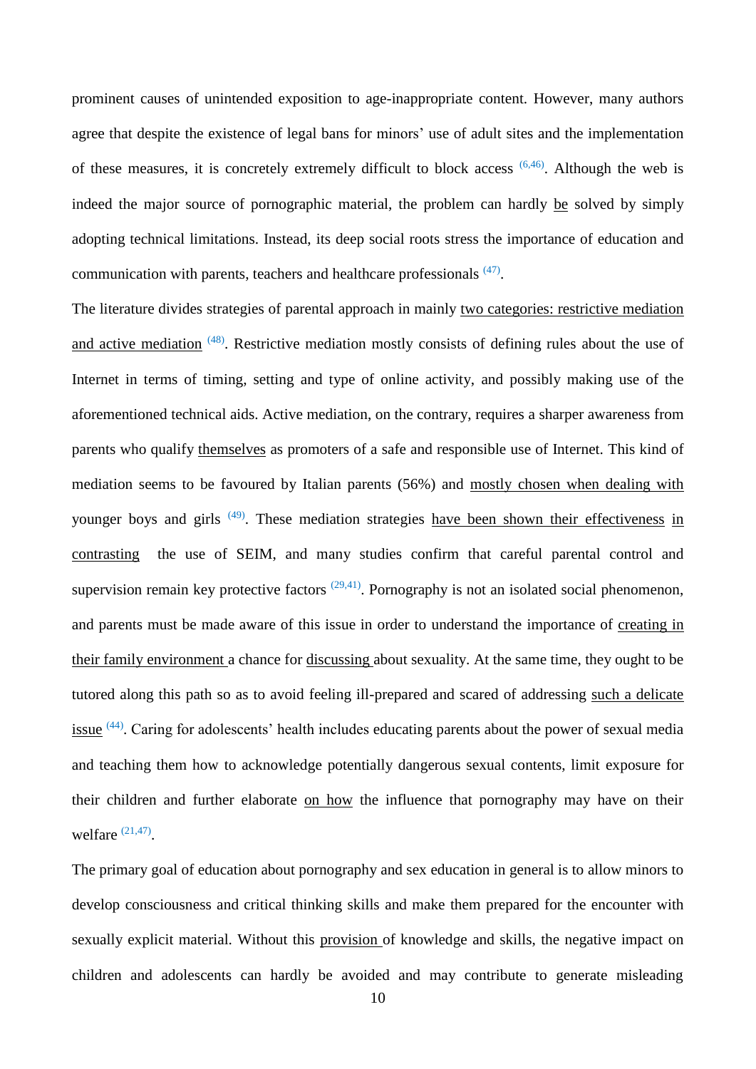prominent causes of unintended exposition to age-inappropriate content. However, many authors agree that despite the existence of legal bans for minors' use of adult sites and the implementation of these measures, it is concretely extremely difficult to block access [(6,46)]. Although the web is indeed the major source of pornographic material, the problem can hardly be solved by simply adopting technical limitations. Instead, its deep social roots stress the importance of education and communication with parents, teachers and healthcare professionals [(47)].

The literature divides strategies of parental approach in mainly two categories: restrictive mediation and active mediation [(48)]. Restrictive mediation mostly consists of defining rules about the use of Internet in terms of timing, setting and type of online activity, and possibly making use of the aforementioned technical aids. Active mediation, on the contrary, requires a sharper awareness from parents who qualify themselves as promoters of a safe and responsible use of Internet. This kind of mediation seems to be favoured by Italian parents (56%) and mostly chosen when dealing with younger boys and girls [(49)]. These mediation strategies have been shown their effectiveness in contrasting the use of SEIM, and many studies confirm that careful parental control and supervision remain key protective factors [(29,41)]. Pornography is not an isolated social phenomenon, and parents must be made aware of this issue in order to understand the importance of creating in their family environment a chance for discussing about sexuality. At the same time, they ought to be tutored along this path so as to avoid feeling ill-prepared and scared of addressing such a delicate issue [(44)]. Caring for adolescents' health includes educating parents about the power of sexual media and teaching them how to acknowledge potentially dangerous sexual contents, limit exposure for their children and further elaborate on how the influence that pornography may have on their welfare [(21,47)].

The primary goal of education about pornography and sex education in general is to allow minors to develop consciousness and critical thinking skills and make them prepared for the encounter with sexually explicit material. Without this provision of knowledge and skills, the negative impact on children and adolescents can hardly be avoided and may contribute to generate misleading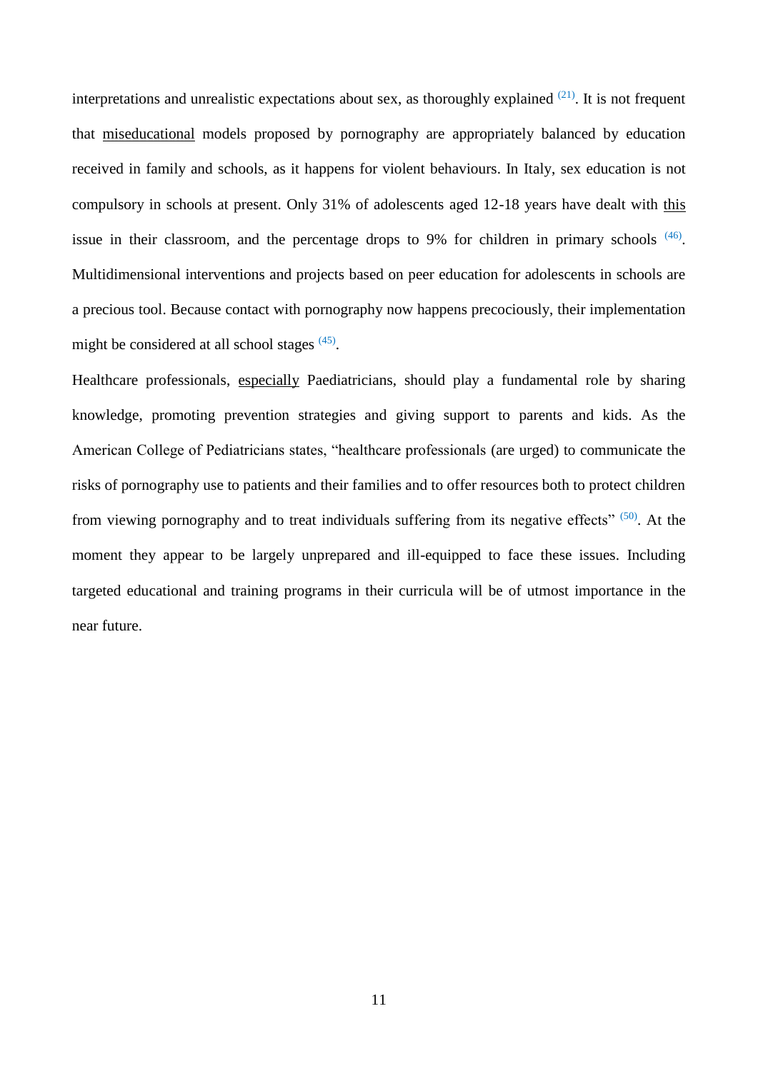interpretations and unrealistic expectations about sex, as thoroughly explained [21]. It is not frequent that miseducational models proposed by pornography are appropriately balanced by education received in family and schools, as it happens for violent behaviours. In Italy, sex education is not compulsory in schools at present. Only 31% of adolescents aged 12-18 years have dealt with this issue in their classroom, and the percentage drops to 9% for children in primary schools [46]. Multidimensional interventions and projects based on peer education for adolescents in schools are a precious tool. Because contact with pornography now happens precociously, their implementation might be considered at all school stages [45].

Healthcare professionals, especially Paediatricians, should play a fundamental role by sharing knowledge, promoting prevention strategies and giving support to parents and kids. As the American College of Pediatricians states, "healthcare professionals (are urged) to communicate the risks of pornography use to patients and their families and to offer resources both to protect children from viewing pornography and to treat individuals suffering from its negative effects" [50]. At the moment they appear to be largely unprepared and ill-equipped to face these issues. Including targeted educational and training programs in their curricula will be of utmost importance in the near future.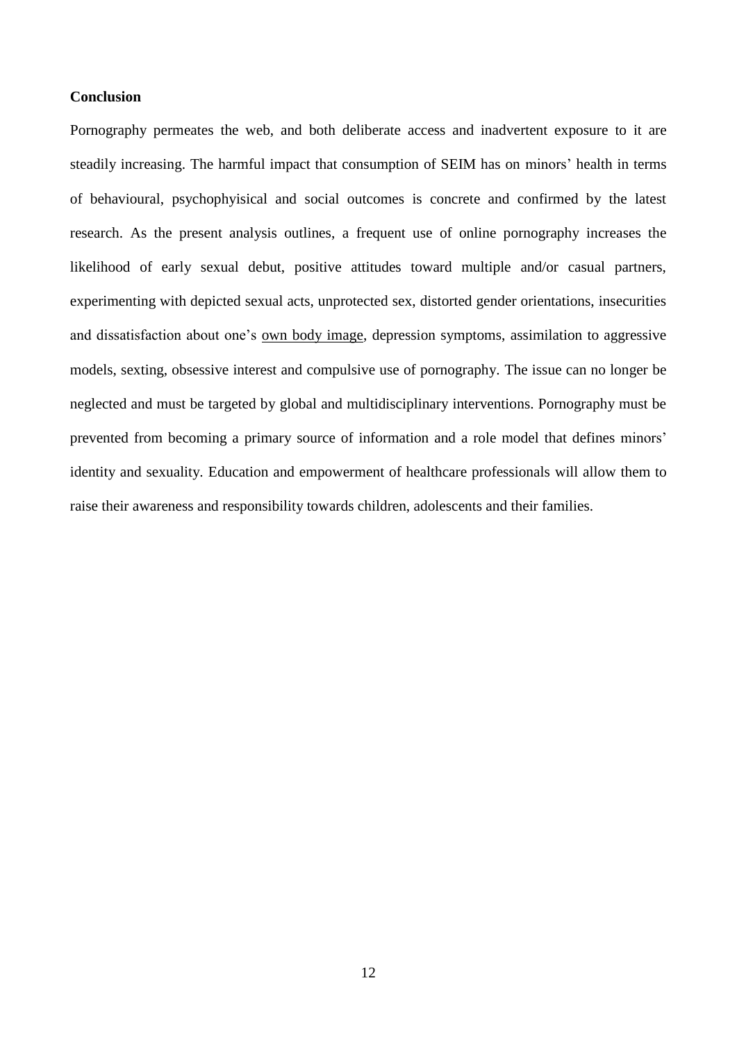**Conclusion**

Pornography permeates the web, and both deliberate access and inadvertent exposure to it are steadily increasing. The harmful impact that consumption of SEIM has on minors' health in terms of behavioural, psychophyisical and social outcomes is concrete and confirmed by the latest research. As the present analysis outlines, a frequent use of online pornography increases the likelihood of early sexual debut, positive attitudes toward multiple and/or casual partners, experimenting with depicted sexual acts, unprotected sex, distorted gender orientations, insecurities and dissatisfaction about one's own body image, depression symptoms, assimilation to aggressive models, sexting, obsessive interest and compulsive use of pornography. The issue can no longer be neglected and must be targeted by global and multidisciplinary interventions. Pornography must be prevented from becoming a primary source of information and a role model that defines minors' identity and sexuality. Education and empowerment of healthcare professionals will allow them to raise their awareness and responsibility towards children, adolescents and their families.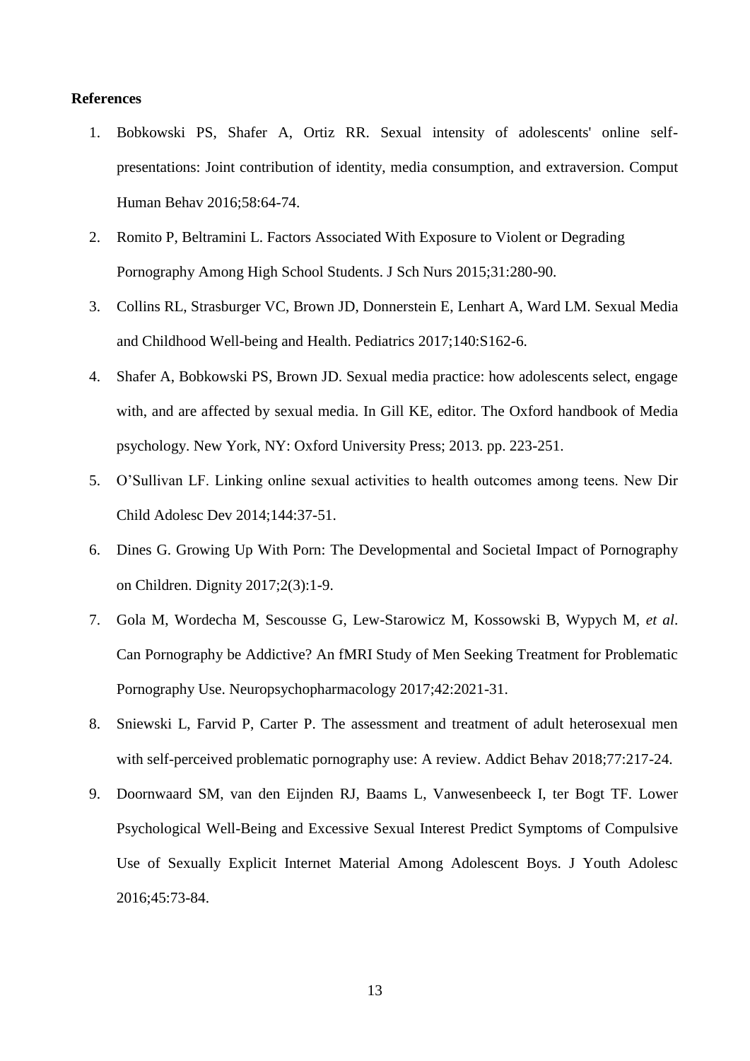**References**

1. Bobkowski PS, Shafer A, Ortiz RR. Sexual intensity of adolescents' online self-presentations: Joint contribution of identity, media consumption, and extraversion. Comput Human Behav 2016;58:64-74.
2. Romito P, Beltramini L. Factors Associated With Exposure to Violent or Degrading Pornography Among High School Students. J Sch Nurs 2015;31:280-90.
3. Collins RL, Strasburger VC, Brown JD, Donnerstein E, Lenhart A, Ward LM. Sexual Media and Childhood Well-being and Health. Pediatrics 2017;140:S162-6.
4. Shafer A, Bobkowski PS, Brown JD. Sexual media practice: how adolescents select, engage with, and are affected by sexual media. In Gill KE, editor. The Oxford handbook of Media psychology. New York, NY: Oxford University Press; 2013. pp. 223-251.
5. O'Sullivan LF. Linking online sexual activities to health outcomes among teens. New Dir Child Adolesc Dev 2014;144:37-51.
6. Dines G. Growing Up With Porn: The Developmental and Societal Impact of Pornography on Children. Dignity 2017;2(3):1-9.
7. Gola M, Wordecha M, Sescousse G, Lew-Starowicz M, Kossowski B, Wypych M, *et al*. Can Pornography be Addictive? An fMRI Study of Men Seeking Treatment for Problematic Pornography Use. Neuropsychopharmacology 2017;42:2021-31.
8. Sniewski L, Farvid P, Carter P. The assessment and treatment of adult heterosexual men with self-perceived problematic pornography use: A review. Addict Behav 2018;77:217-24.
9. Doornwaard SM, van den Eijnden RJ, Baams L, Vanwesenbeeck I, ter Bogt TF. Lower Psychological Well-Being and Excessive Sexual Interest Predict Symptoms of Compulsive Use of Sexually Explicit Internet Material Among Adolescent Boys. J Youth Adolesc 2016;45:73-84.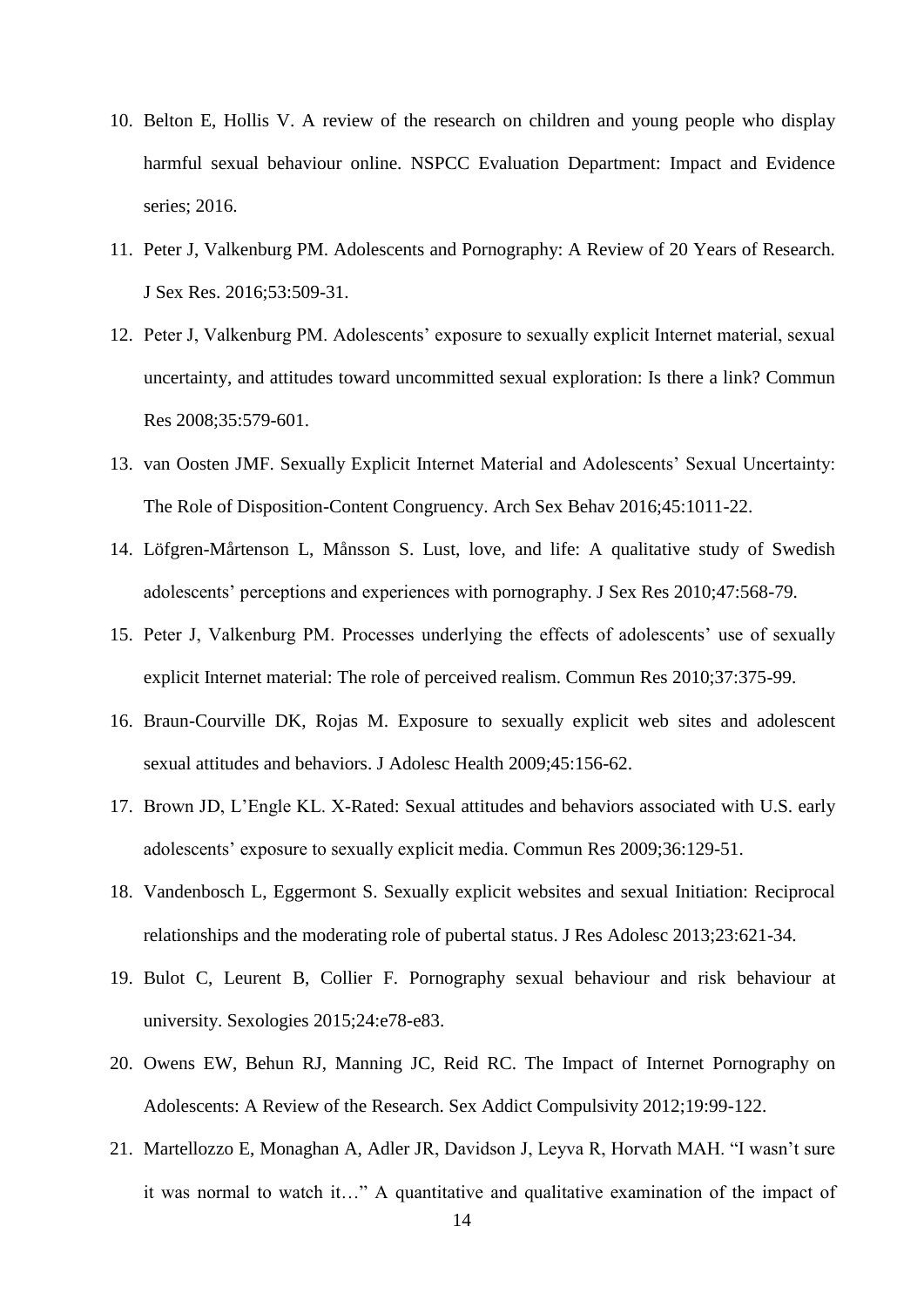10. Belton E, Hollis V. A review of the research on children and young people who display harmful sexual behaviour online. NSPCC Evaluation Department: Impact and Evidence series; 2016.
11. Peter J, Valkenburg PM. Adolescents and Pornography: A Review of 20 Years of Research. J Sex Res. 2016;53:509-31.
12. Peter J, Valkenburg PM. Adolescents' exposure to sexually explicit Internet material, sexual uncertainty, and attitudes toward uncommitted sexual exploration: Is there a link? Commun Res 2008;35:579-601.
13. van Oosten JMF. Sexually Explicit Internet Material and Adolescents' Sexual Uncertainty: The Role of Disposition-Content Congruency. Arch Sex Behav 2016;45:1011-22.
14. Löfgren-Mårtenson L, Månsson S. Lust, love, and life: A qualitative study of Swedish adolescents' perceptions and experiences with pornography. J Sex Res 2010;47:568-79.
15. Peter J, Valkenburg PM. Processes underlying the effects of adolescents' use of sexually explicit Internet material: The role of perceived realism. Commun Res 2010;37:375-99.
16. Braun-Courville DK, Rojas M. Exposure to sexually explicit web sites and adolescent sexual attitudes and behaviors. J Adolesc Health 2009;45:156-62.
17. Brown JD, L'Engle KL. X-Rated: Sexual attitudes and behaviors associated with U.S. early adolescents' exposure to sexually explicit media. Commun Res 2009;36:129-51.
18. Vandenbosch L, Eggermont S. Sexually explicit websites and sexual Initiation: Reciprocal relationships and the moderating role of pubertal status. J Res Adolesc 2013;23:621-34.
19. Bulot C, Leurent B, Collier F. Pornography sexual behaviour and risk behaviour at university. Sexologies 2015;24:e78-e83.
20. Owens EW, Behun RJ, Manning JC, Reid RC. The Impact of Internet Pornography on Adolescents: A Review of the Research. Sex Addict Compulsivity 2012;19:99-122.
21. Martellozzo E, Monaghan A, Adler JR, Davidson J, Leyva R, Horvath MAH. "I wasn't sure it was normal to watch it…" A quantitative and qualitative examination of the impact of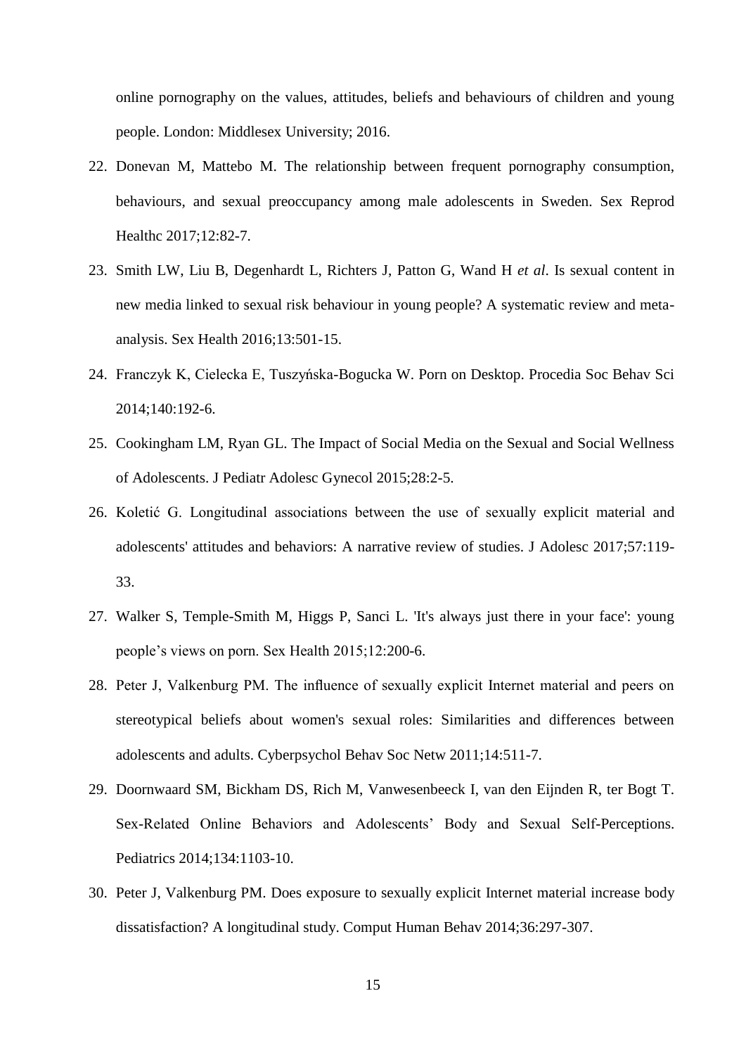online pornography on the values, attitudes, beliefs and behaviours of children and young people. London: Middlesex University; 2016.

22. Donevan M, Mattebo M. The relationship between frequent pornography consumption, behaviours, and sexual preoccupancy among male adolescents in Sweden. Sex Reprod Healthc 2017;12:82-7.
23. Smith LW, Liu B, Degenhardt L, Richters J, Patton G, Wand H *et al*. Is sexual content in new media linked to sexual risk behaviour in young people? A systematic review and meta-analysis. Sex Health 2016;13:501-15.
24. Franczyk K, Cielecka E, Tuszyńska-Bogucka W. Porn on Desktop. Procedia Soc Behav Sci 2014;140:192-6.
25. Cookingham LM, Ryan GL. The Impact of Social Media on the Sexual and Social Wellness of Adolescents. J Pediatr Adolesc Gynecol 2015;28:2-5.
26. Koletić G. Longitudinal associations between the use of sexually explicit material and adolescents' attitudes and behaviors: A narrative review of studies. J Adolesc 2017;57:119-33.
27. Walker S, Temple-Smith M, Higgs P, Sanci L. 'It's always just there in your face': young people's views on porn. Sex Health 2015;12:200-6.
28. Peter J, Valkenburg PM. The influence of sexually explicit Internet material and peers on stereotypical beliefs about women's sexual roles: Similarities and differences between adolescents and adults. Cyberpsychol Behav Soc Netw 2011;14:511-7.
29. Doornwaard SM, Bickham DS, Rich M, Vanwesenbeeck I, van den Eijnden R, ter Bogt T. Sex-Related Online Behaviors and Adolescents' Body and Sexual Self-Perceptions. Pediatrics 2014;134:1103-10.
30. Peter J, Valkenburg PM. Does exposure to sexually explicit Internet material increase body dissatisfaction? A longitudinal study. Comput Human Behav 2014;36:297-307.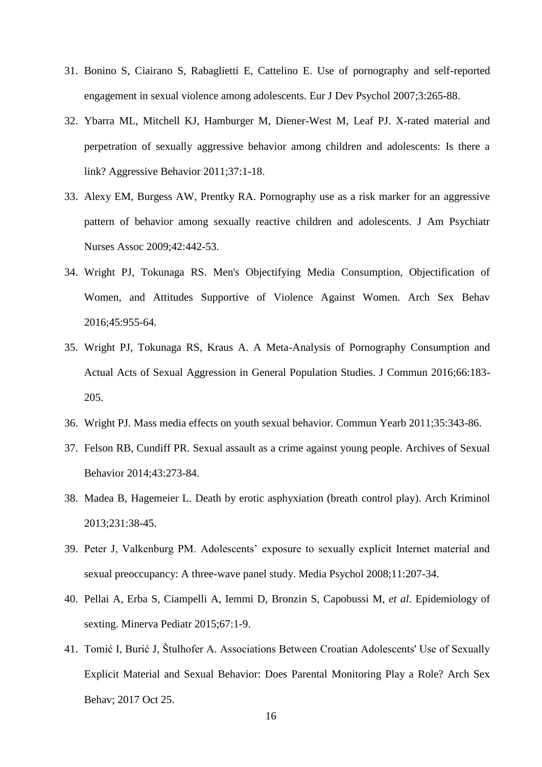31. Bonino S, Ciairano S, Rabaglietti E, Cattelino E. Use of pornography and self-reported engagement in sexual violence among adolescents. Eur J Dev Psychol 2007;3:265-88.
32. Ybarra ML, Mitchell KJ, Hamburger M, Diener-West M, Leaf PJ. X-rated material and perpetration of sexually aggressive behavior among children and adolescents: Is there a link? Aggressive Behavior 2011;37:1-18.
33. Alexy EM, Burgess AW, Prentky RA. Pornography use as a risk marker for an aggressive pattern of behavior among sexually reactive children and adolescents. J Am Psychiatr Nurses Assoc 2009;42:442-53.
34. Wright PJ, Tokunaga RS. Men's Objectifying Media Consumption, Objectification of Women, and Attitudes Supportive of Violence Against Women. Arch Sex Behav 2016;45:955-64.
35. Wright PJ, Tokunaga RS, Kraus A. A Meta-Analysis of Pornography Consumption and Actual Acts of Sexual Aggression in General Population Studies. J Commun 2016;66:183-205.
36. Wright PJ. Mass media effects on youth sexual behavior. Commun Yearb 2011;35:343-86.
37. Felson RB, Cundiff PR. Sexual assault as a crime against young people. Archives of Sexual Behavior 2014;43:273-84.
38. Madea B, Hagemeier L. Death by erotic asphyxiation (breath control play). Arch Kriminol 2013;231:38-45.
39. Peter J, Valkenburg PM. Adolescents' exposure to sexually explicit Internet material and sexual preoccupancy: A three-wave panel study. Media Psychol 2008;11:207-34.
40. Pellai A, Erba S, Ciampelli A, Iemmi D, Bronzin S, Capobussi M, *et al*. Epidemiology of sexting. Minerva Pediatr 2015;67:1-9.
41. Tomić I, Burić J, Štulhofer A. Associations Between Croatian Adolescents' Use of Sexually Explicit Material and Sexual Behavior: Does Parental Monitoring Play a Role? Arch Sex Behav; 2017 Oct 25.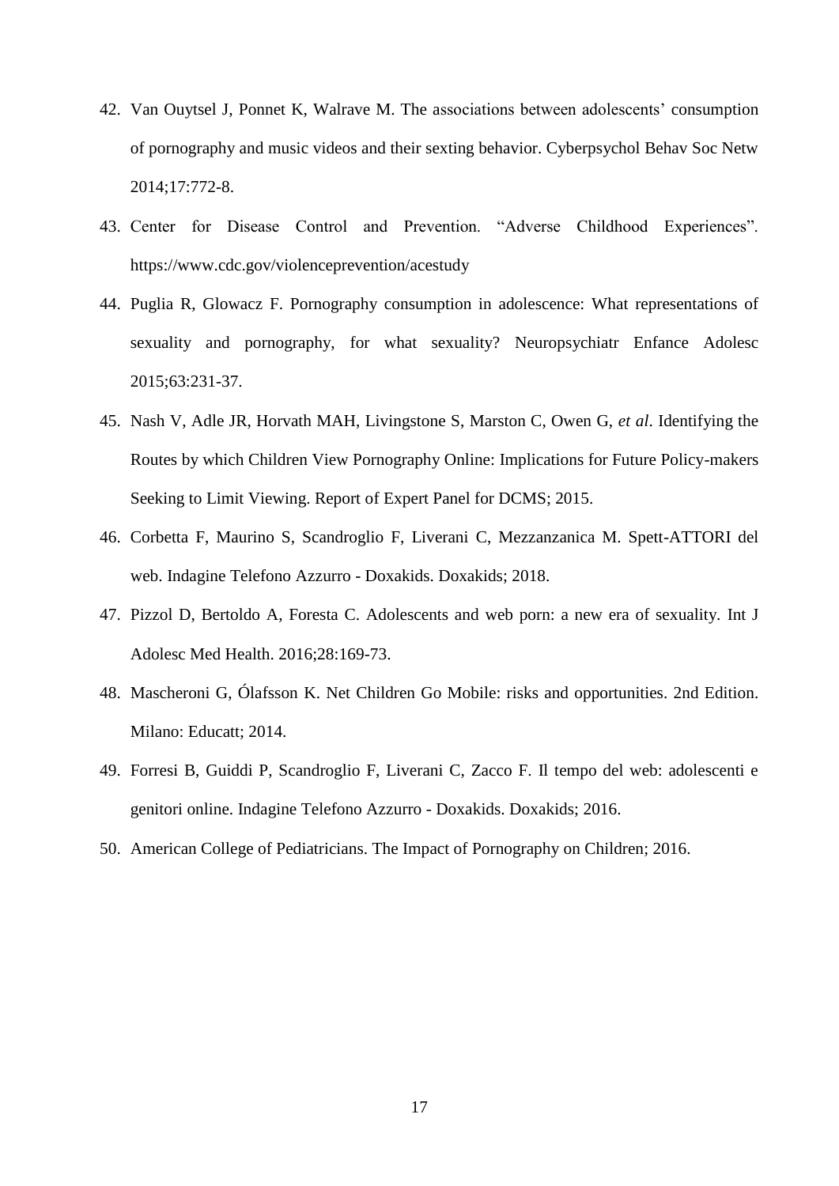42. Van Ouytsel J, Ponnet K, Walrave M. The associations between adolescents' consumption of pornography and music videos and their sexting behavior. Cyberpsychol Behav Soc Netw 2014;17:772-8.
43. Center for Disease Control and Prevention. "Adverse Childhood Experiences". https://www.cdc.gov/violenceprevention/acestudy
44. Puglia R, Glowacz F. Pornography consumption in adolescence: What representations of sexuality and pornography, for what sexuality? Neuropsychiatr Enfance Adolesc 2015;63:231-37.
45. Nash V, Adle JR, Horvath MAH, Livingstone S, Marston C, Owen G, *et al*. Identifying the Routes by which Children View Pornography Online: Implications for Future Policy-makers Seeking to Limit Viewing. Report of Expert Panel for DCMS; 2015.
46. Corbetta F, Maurino S, Scandroglio F, Liverani C, Mezzanzanica M. Spett-ATTORI del web. Indagine Telefono Azzurro - Doxakids. Doxakids; 2018.
47. Pizzol D, Bertoldo A, Foresta C. Adolescents and web porn: a new era of sexuality. Int J Adolesc Med Health. 2016;28:169-73.
48. Mascheroni G, Ólafsson K. Net Children Go Mobile: risks and opportunities. 2nd Edition. Milano: Educatt; 2014.
49. Forresi B, Guiddi P, Scandroglio F, Liverani C, Zacco F. Il tempo del web: adolescenti e genitori online. Indagine Telefono Azzurro - Doxakids. Doxakids; 2016.
50. American College of Pediatricians. The Impact of Pornography on Children; 2016.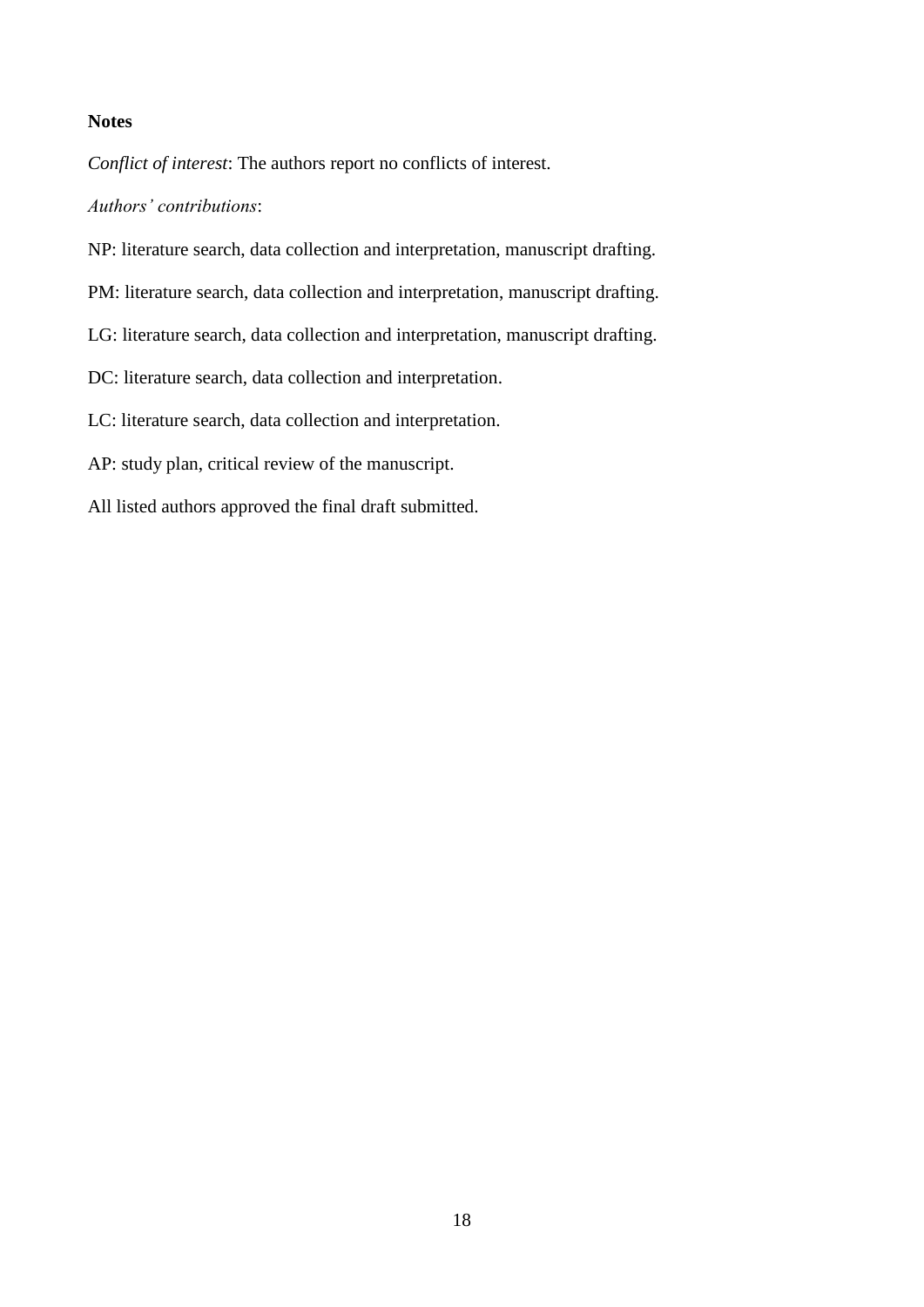**Notes**

*Conflict of interest*: The authors report no conflicts of interest.

*Authors' contributions*:

NP: literature search, data collection and interpretation, manuscript drafting.

PM: literature search, data collection and interpretation, manuscript drafting.

LG: literature search, data collection and interpretation, manuscript drafting.

DC: literature search, data collection and interpretation.

LC: literature search, data collection and interpretation.

AP: study plan, critical review of the manuscript.

All listed authors approved the final draft submitted.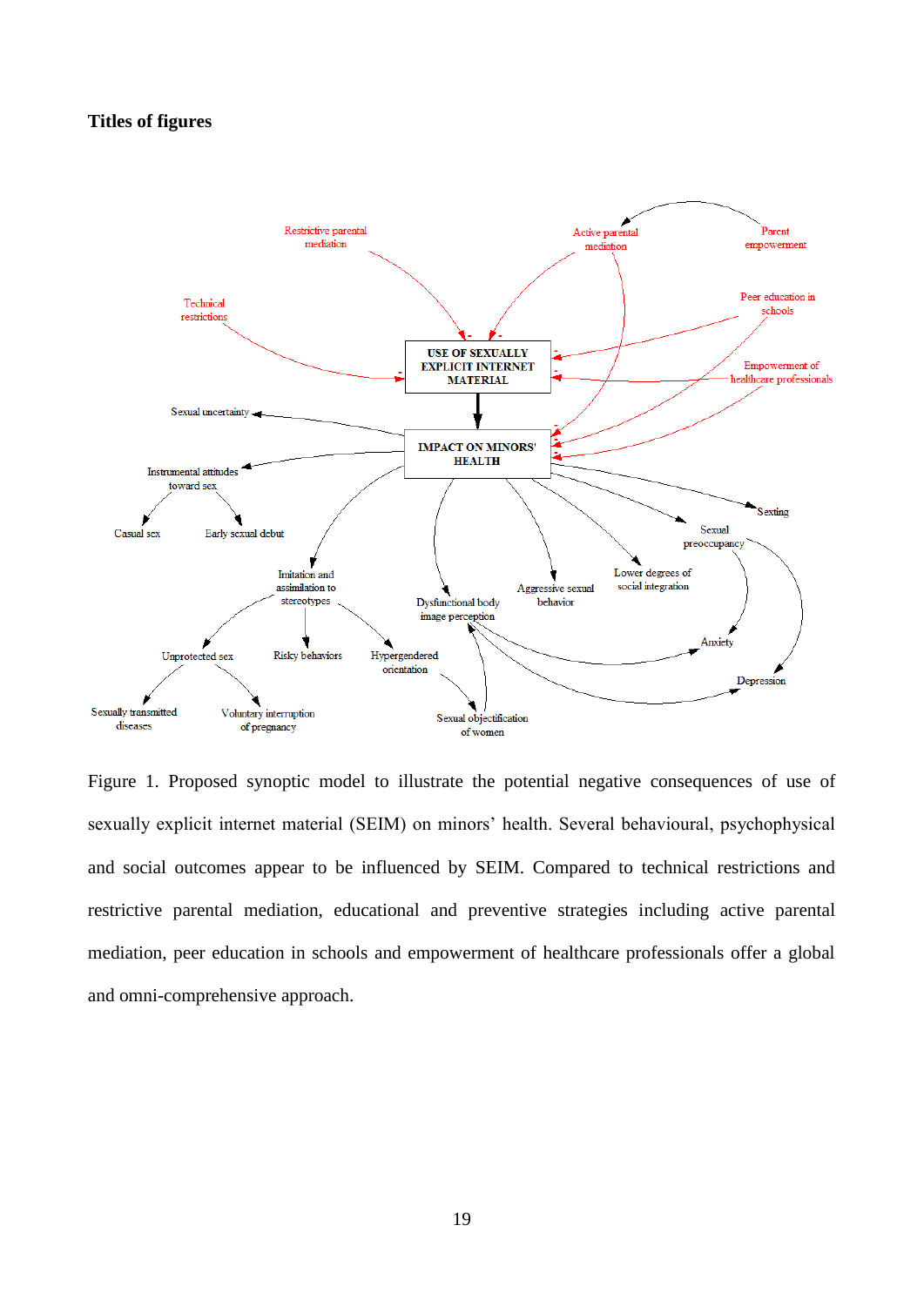**Titles of figures**

Restrictive parental mediation

Active parental mediation

Parent empowerment

Technical restrictions

Peer education in schools

USE OF SEXUALLY EXPLICIT INTERNET MATERIAL

Empowerment of healthcare professionals

Sexual uncertainty

IMPACT ON MINORS' HEALTH

Instrumental attitudes toward sex

Casual sex

Early sexual debut

Sexting

Sexual preoccupancy

Imitation and assimilation to stereotypes

Dysfunctional body image perception

Aggressive sexual behavior

Lower degrees of social integration

Anxiety

Unprotected sex

Risky behaviors

Hypergendered orientation

Depression

Sexually transmitted diseases

Voluntary interruption of pregnancy

Sexual objectification of women

Figure 1. Proposed synoptic model to illustrate the potential negative consequences of use of sexually explicit internet material (SEIM) on minors' health. Several behavioural, psychophysical and social outcomes appear to be influenced by SEIM. Compared to technical restrictions and restrictive parental mediation, educational and preventive strategies including active parental mediation, peer education in schools and empowerment of healthcare professionals offer a global and omni-comprehensive approach.